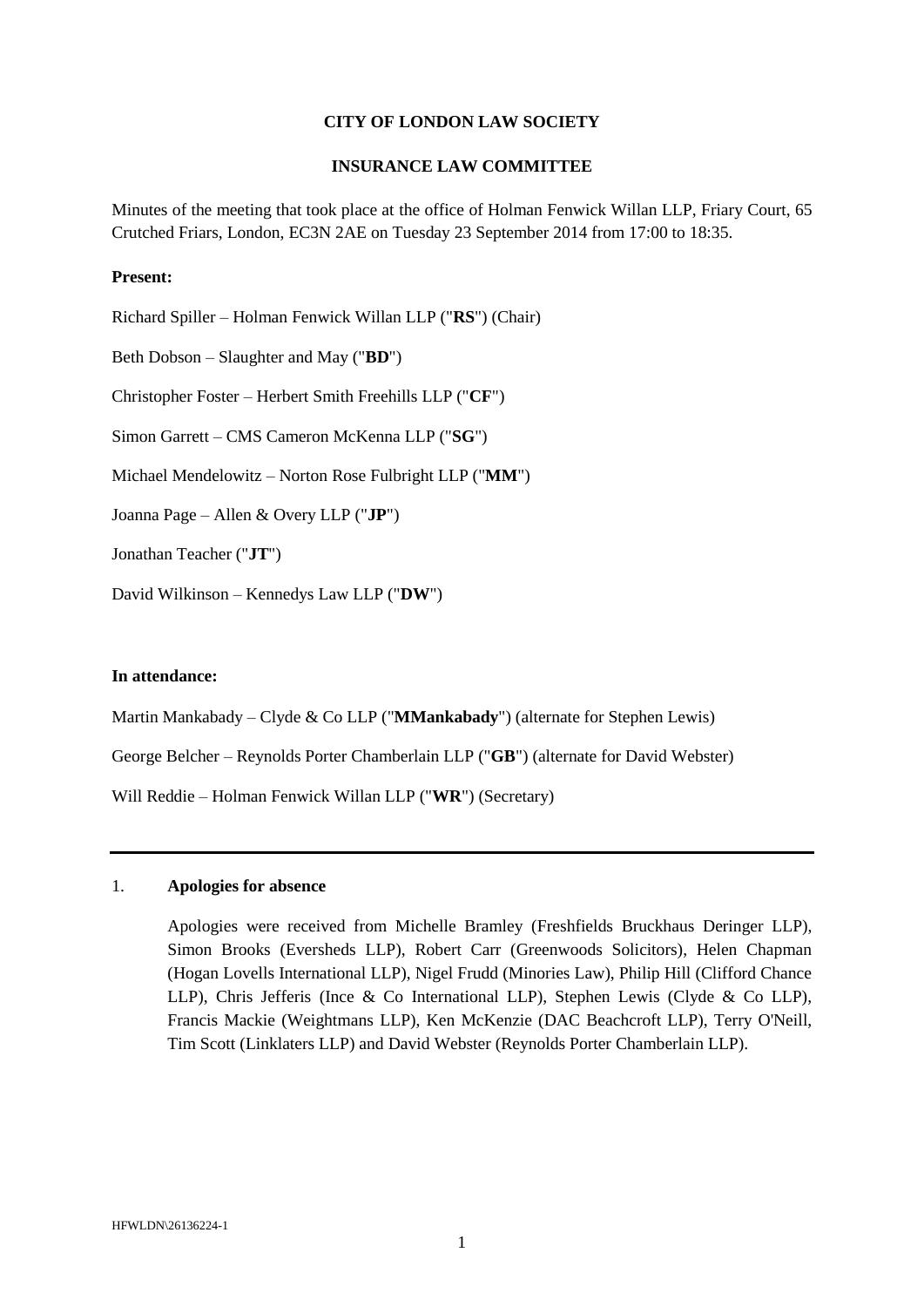**CITY OF LONDON LAW SOCIETY**

**INSURANCE LAW COMMITTEE**

Minutes of the meeting that took place at the office of Holman Fenwick Willan LLP, Friary Court, 65 Crutched Friars, London, EC3N 2AE on Tuesday 23 September 2014 from 17:00 to 18:35.

**Present:**

Richard Spiller – Holman Fenwick Willan LLP ("**RS**") (Chair)

Beth Dobson – Slaughter and May ("**BD**")

Christopher Foster – Herbert Smith Freehills LLP ("**CF**")

Simon Garrett – CMS Cameron McKenna LLP ("**SG**")

Michael Mendelowitz – Norton Rose Fulbright LLP ("**MM**")

Joanna Page – Allen & Overy LLP ("**JP**")

Jonathan Teacher ("**JT**")

David Wilkinson – Kennedys Law LLP ("**DW**")

**In attendance:**

Martin Mankabady – Clyde & Co LLP ("**MMankabady**") (alternate for Stephen Lewis)

George Belcher – Reynolds Porter Chamberlain LLP ("**GB**") (alternate for David Webster)

Will Reddie – Holman Fenwick Willan LLP ("**WR**") (Secretary)

---

1. **Apologies for absence**

   Apologies were received from Michelle Bramley (Freshfields Bruckhaus Deringer LLP), Simon Brooks (Eversheds LLP), Robert Carr (Greenwoods Solicitors), Helen Chapman (Hogan Lovells International LLP), Nigel Frudd (Minories Law), Philip Hill (Clifford Chance LLP), Chris Jefferis (Ince & Co International LLP), Stephen Lewis (Clyde & Co LLP), Francis Mackie (Weightmans LLP), Ken McKenzie (DAC Beachcroft LLP), Terry O'Neill, Tim Scott (Linklaters LLP) and David Webster (Reynolds Porter Chamberlain LLP).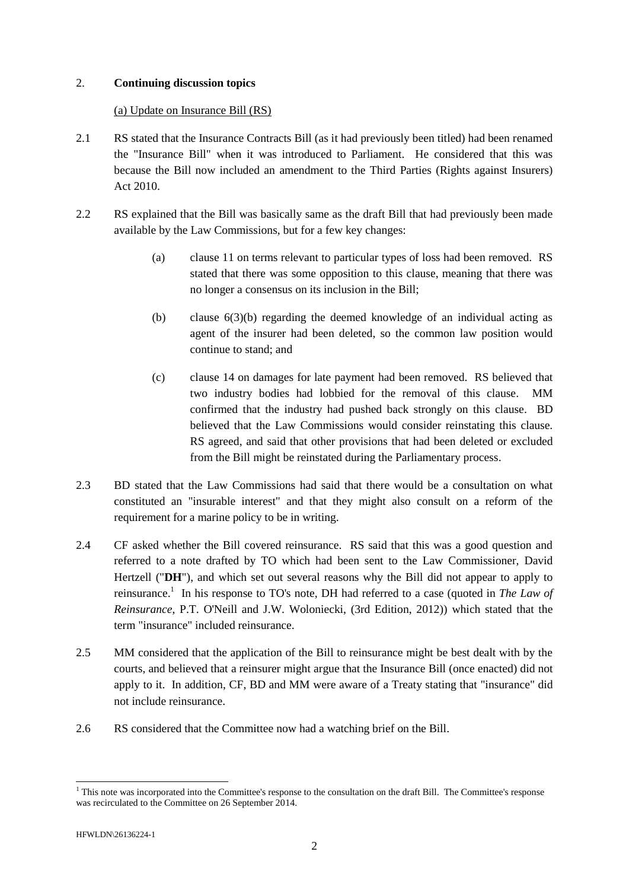## 2. **Continuing discussion topics**

(a) Update on Insurance Bill (RS)

2.1 RS stated that the Insurance Contracts Bill (as it had previously been titled) had been renamed the "Insurance Bill" when it was introduced to Parliament. He considered that this was because the Bill now included an amendment to the Third Parties (Rights against Insurers) Act 2010.

2.2 RS explained that the Bill was basically same as the draft Bill that had previously been made available by the Law Commissions, but for a few key changes:

(a) clause 11 on terms relevant to particular types of loss had been removed. RS stated that there was some opposition to this clause, meaning that there was no longer a consensus on its inclusion in the Bill;

(b) clause 6(3)(b) regarding the deemed knowledge of an individual acting as agent of the insurer had been deleted, so the common law position would continue to stand; and

(c) clause 14 on damages for late payment had been removed. RS believed that two industry bodies had lobbied for the removal of this clause. MM confirmed that the industry had pushed back strongly on this clause. BD believed that the Law Commissions would consider reinstating this clause. RS agreed, and said that other provisions that had been deleted or excluded from the Bill might be reinstated during the Parliamentary process.

2.3 BD stated that the Law Commissions had said that there would be a consultation on what constituted an "insurable interest" and that they might also consult on a reform of the requirement for a marine policy to be in writing.

2.4 CF asked whether the Bill covered reinsurance. RS said that this was a good question and referred to a note drafted by TO which had been sent to the Law Commissioner, David Hertzell ("**DH**"), and which set out several reasons why the Bill did not appear to apply to reinsurance.[1] In his response to TO's note, DH had referred to a case (quoted in *The Law of Reinsurance*, P.T. O'Neill and J.W. Woloniecki, (3rd Edition, 2012)) which stated that the term "insurance" included reinsurance.

2.5 MM considered that the application of the Bill to reinsurance might be best dealt with by the courts, and believed that a reinsurer might argue that the Insurance Bill (once enacted) did not apply to it. In addition, CF, BD and MM were aware of a Treaty stating that "insurance" did not include reinsurance.

2.6 RS considered that the Committee now had a watching brief on the Bill.

[1] This note was incorporated into the Committee's response to the consultation on the draft Bill. The Committee's response was recirculated to the Committee on 26 September 2014.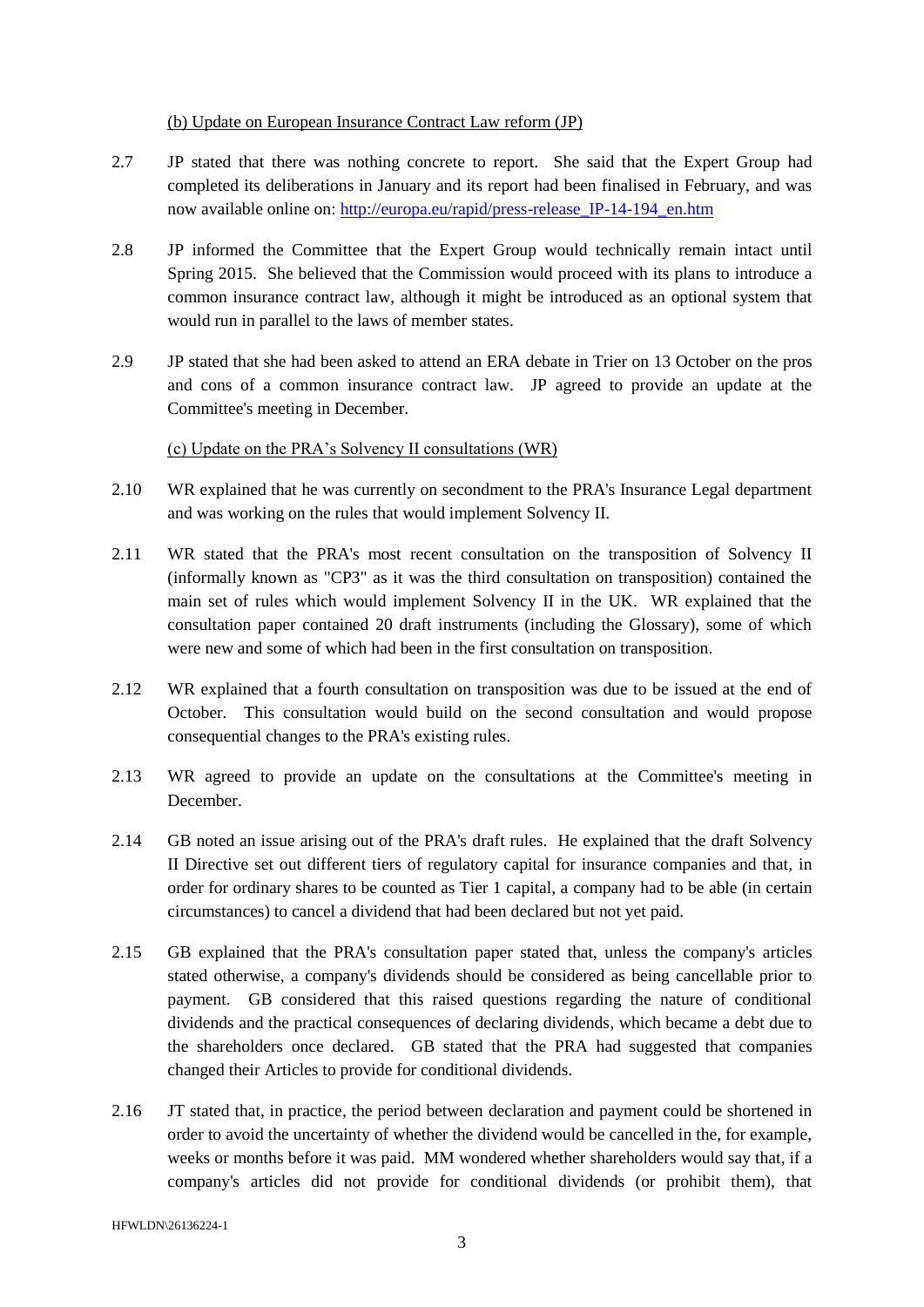(b) Update on European Insurance Contract Law reform (JP)

2.7 JP stated that there was nothing concrete to report. She said that the Expert Group had completed its deliberations in January and its report had been finalised in February, and was now available online on: [http://europa.eu/rapid/press-release_IP-14-194_en.htm](http://europa.eu/rapid/press-release_IP-14-194_en.htm)

2.8 JP informed the Committee that the Expert Group would technically remain intact until Spring 2015. She believed that the Commission would proceed with its plans to introduce a common insurance contract law, although it might be introduced as an optional system that would run in parallel to the laws of member states.

2.9 JP stated that she had been asked to attend an ERA debate in Trier on 13 October on the pros and cons of a common insurance contract law. JP agreed to provide an update at the Committee's meeting in December.

(c) Update on the PRA's Solvency II consultations (WR)

2.10 WR explained that he was currently on secondment to the PRA's Insurance Legal department and was working on the rules that would implement Solvency II.

2.11 WR stated that the PRA's most recent consultation on the transposition of Solvency II (informally known as "CP3" as it was the third consultation on transposition) contained the main set of rules which would implement Solvency II in the UK. WR explained that the consultation paper contained 20 draft instruments (including the Glossary), some of which were new and some of which had been in the first consultation on transposition.

2.12 WR explained that a fourth consultation on transposition was due to be issued at the end of October. This consultation would build on the second consultation and would propose consequential changes to the PRA's existing rules.

2.13 WR agreed to provide an update on the consultations at the Committee's meeting in December.

2.14 GB noted an issue arising out of the PRA's draft rules. He explained that the draft Solvency II Directive set out different tiers of regulatory capital for insurance companies and that, in order for ordinary shares to be counted as Tier 1 capital, a company had to be able (in certain circumstances) to cancel a dividend that had been declared but not yet paid.

2.15 GB explained that the PRA's consultation paper stated that, unless the company's articles stated otherwise, a company's dividends should be considered as being cancellable prior to payment. GB considered that this raised questions regarding the nature of conditional dividends and the practical consequences of declaring dividends, which became a debt due to the shareholders once declared. GB stated that the PRA had suggested that companies changed their Articles to provide for conditional dividends.

2.16 JT stated that, in practice, the period between declaration and payment could be shortened in order to avoid the uncertainty of whether the dividend would be cancelled in the, for example, weeks or months before it was paid. MM wondered whether shareholders would say that, if a company's articles did not provide for conditional dividends (or prohibit them), that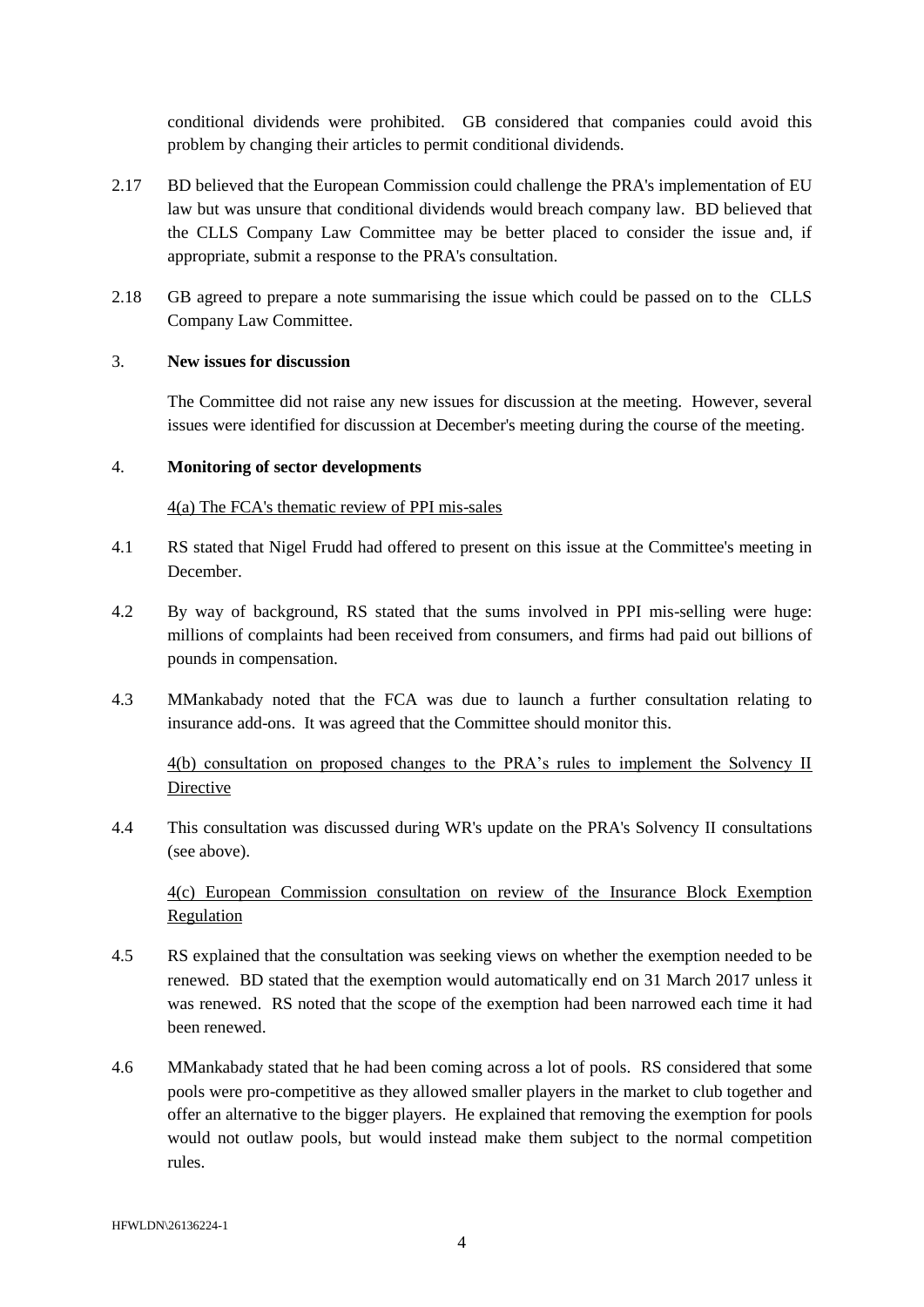conditional dividends were prohibited. GB considered that companies could avoid this problem by changing their articles to permit conditional dividends.

2.17 BD believed that the European Commission could challenge the PRA's implementation of EU law but was unsure that conditional dividends would breach company law. BD believed that the CLLS Company Law Committee may be better placed to consider the issue and, if appropriate, submit a response to the PRA's consultation.

2.18 GB agreed to prepare a note summarising the issue which could be passed on to the CLLS Company Law Committee.

## 3. New issues for discussion

The Committee did not raise any new issues for discussion at the meeting. However, several issues were identified for discussion at December's meeting during the course of the meeting.

## 4. Monitoring of sector developments

4(a) The FCA's thematic review of PPI mis-sales

4.1 RS stated that Nigel Frudd had offered to present on this issue at the Committee's meeting in December.

4.2 By way of background, RS stated that the sums involved in PPI mis-selling were huge: millions of complaints had been received from consumers, and firms had paid out billions of pounds in compensation.

4.3 MMankabady noted that the FCA was due to launch a further consultation relating to insurance add-ons. It was agreed that the Committee should monitor this.

4(b) consultation on proposed changes to the PRA's rules to implement the Solvency II Directive

4.4 This consultation was discussed during WR's update on the PRA's Solvency II consultations (see above).

4(c) European Commission consultation on review of the Insurance Block Exemption Regulation

4.5 RS explained that the consultation was seeking views on whether the exemption needed to be renewed. BD stated that the exemption would automatically end on 31 March 2017 unless it was renewed. RS noted that the scope of the exemption had been narrowed each time it had been renewed.

4.6 MMankabady stated that he had been coming across a lot of pools. RS considered that some pools were pro-competitive as they allowed smaller players in the market to club together and offer an alternative to the bigger players. He explained that removing the exemption for pools would not outlaw pools, but would instead make them subject to the normal competition rules.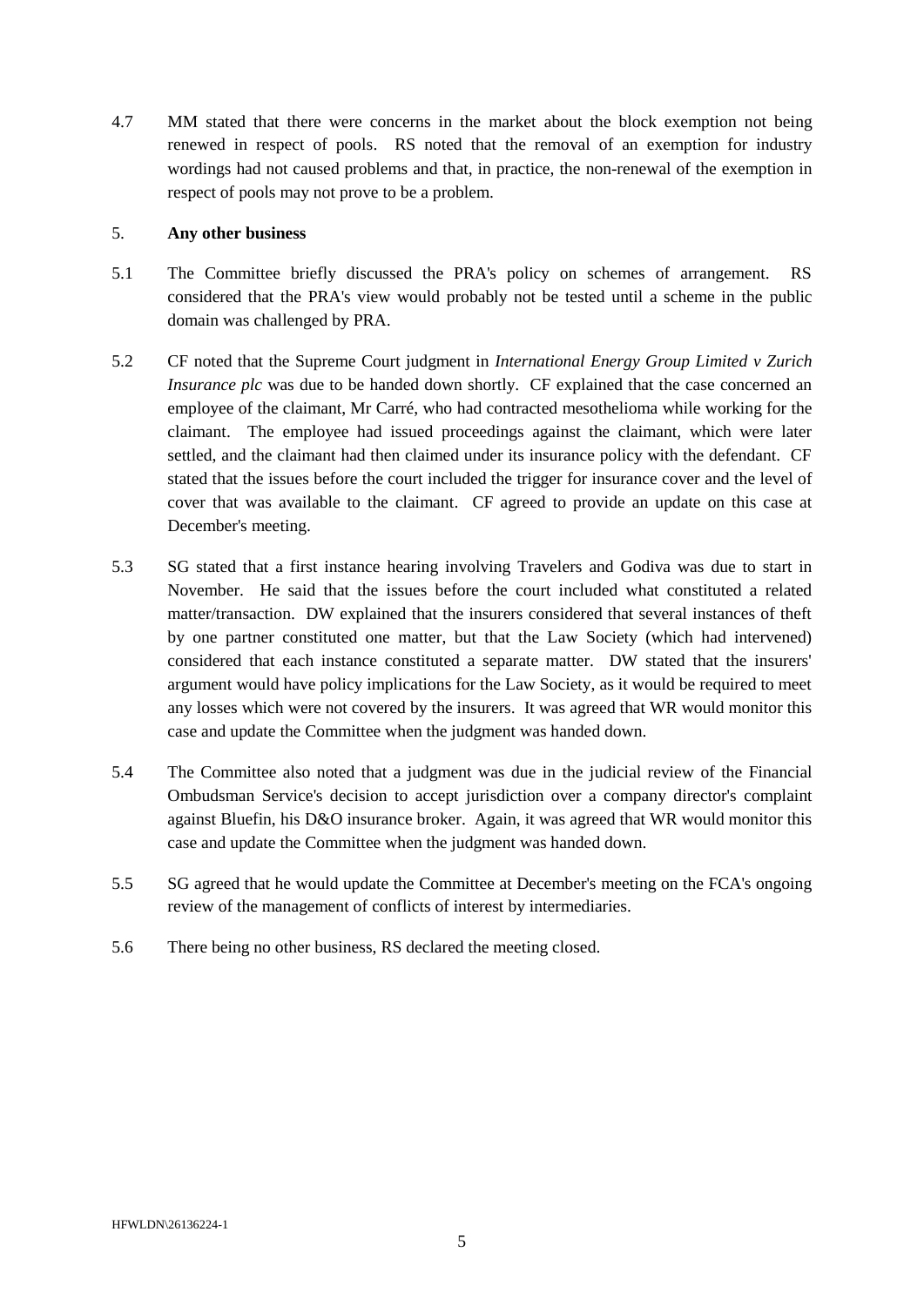4.7 MM stated that there were concerns in the market about the block exemption not being renewed in respect of pools. RS noted that the removal of an exemption for industry wordings had not caused problems and that, in practice, the non-renewal of the exemption in respect of pools may not prove to be a problem.

5. **Any other business**

5.1 The Committee briefly discussed the PRA's policy on schemes of arrangement. RS considered that the PRA's view would probably not be tested until a scheme in the public domain was challenged by PRA.

5.2 CF noted that the Supreme Court judgment in *International Energy Group Limited v Zurich Insurance plc* was due to be handed down shortly. CF explained that the case concerned an employee of the claimant, Mr Carré, who had contracted mesothelioma while working for the claimant. The employee had issued proceedings against the claimant, which were later settled, and the claimant had then claimed under its insurance policy with the defendant. CF stated that the issues before the court included the trigger for insurance cover and the level of cover that was available to the claimant. CF agreed to provide an update on this case at December's meeting.

5.3 SG stated that a first instance hearing involving Travelers and Godiva was due to start in November. He said that the issues before the court included what constituted a related matter/transaction. DW explained that the insurers considered that several instances of theft by one partner constituted one matter, but that the Law Society (which had intervened) considered that each instance constituted a separate matter. DW stated that the insurers' argument would have policy implications for the Law Society, as it would be required to meet any losses which were not covered by the insurers. It was agreed that WR would monitor this case and update the Committee when the judgment was handed down.

5.4 The Committee also noted that a judgment was due in the judicial review of the Financial Ombudsman Service's decision to accept jurisdiction over a company director's complaint against Bluefin, his D&O insurance broker. Again, it was agreed that WR would monitor this case and update the Committee when the judgment was handed down.

5.5 SG agreed that he would update the Committee at December's meeting on the FCA's ongoing review of the management of conflicts of interest by intermediaries.

5.6 There being no other business, RS declared the meeting closed.

HFWLDN\26136224-1